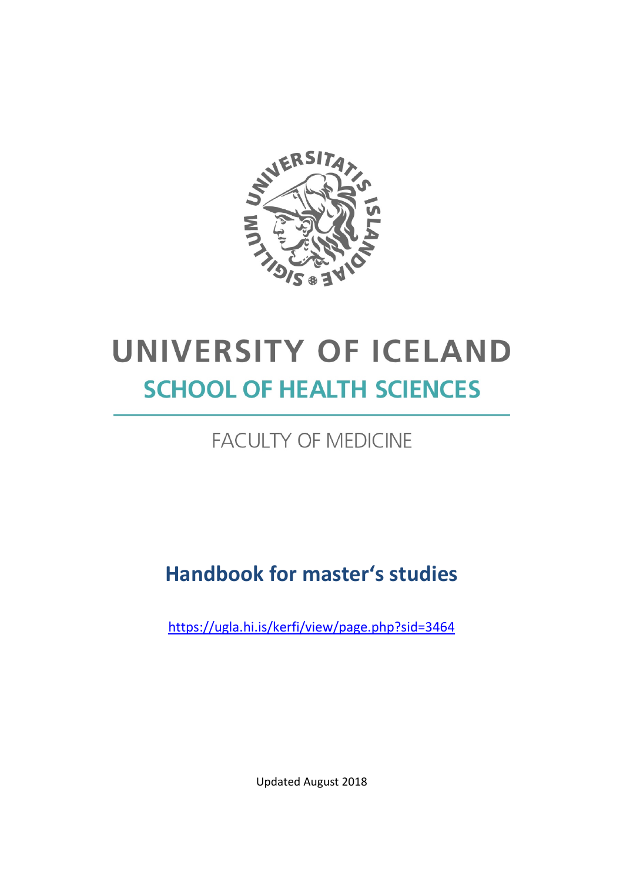# UNIVERSITY OF ICELAND

## SCHOOL OF HEALTH SCIENCES

FACULTY OF MEDICINE

## Handbook for master's studies

https://ugla.hi.is/kerfi/view/page.php?sid=3464

Updated August 2018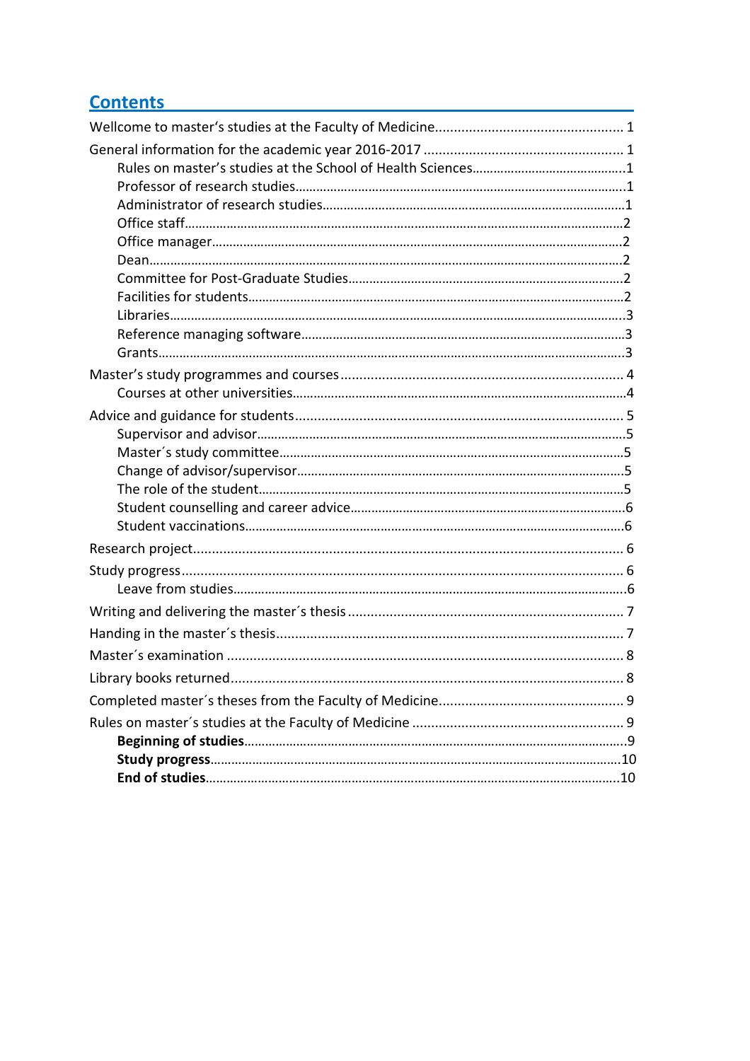## Contents

Wellcome to master's studies at the Faculty of Medicine................................................. 1

General information for the academic year 2016-2017 .................................................... 1

- Rules on master's studies at the School of Health Sciences...........................................1
- Professor of research studies..........................................................................................1
- Administrator of research studies...................................................................................1
- Office staff.......................................................................................................................2
- Office manager................................................................................................................2
- Dean................................................................................................................................2
- Committee for Post-Graduate Studies.............................................................................2
- Facilities for students.......................................................................................................2
- Libraries...........................................................................................................................3
- Reference managing software..........................................................................................3
- Grants...............................................................................................................................3

Master's study programmes and courses .......................................................................... 4

- Courses at other universities.............................................................................................4

Advice and guidance for students ...................................................................................... 5

- Supervisor and advisor.......................................................................................................5
- Master´s study committee..................................................................................................5
- Change of advisor/supervisor.............................................................................................5
- The role of the student.......................................................................................................5
- Student counselling and career advice...............................................................................6
- Student vaccinations...........................................................................................................6

Research project................................................................................................................... 6

Study progress...................................................................................................................... 6

- Leave from studies...............................................................................................................6

Writing and delivering the master´s thesis ......................................................................... 7

Handing in the master´s thesis............................................................................................ 7

Master´s examination ......................................................................................................... 8

Library books returned......................................................................................................... 8

Completed master´s theses from the Faculty of Medicine.................................................. 9

Rules on master´s studies at the Faculty of Medicine ........................................................ 9

- **Beginning of studies**..........................................................................................................9
- **Study progress**...................................................................................................................10
- **End of studies**....................................................................................................................10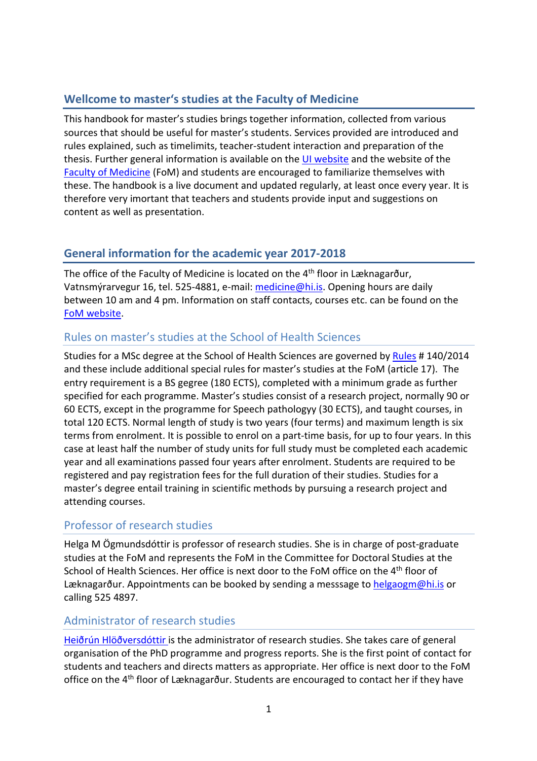## Wellcome to master's studies at the Faculty of Medicine

This handbook for master's studies brings together information, collected from various sources that should be useful for master's students. Services provided are introduced and rules explained, such as timelimits, teacher-student interaction and preparation of the thesis. Further general information is available on the UI website and the website of the Faculty of Medicine (FoM) and students are encouraged to familiarize themselves with these. The handbook is a live document and updated regularly, at least once every year. It is therefore very imortant that teachers and students provide input and suggestions on content as well as presentation.

## General information for the academic year 2017-2018

The office of the Faculty of Medicine is located on the 4th floor in Læknagarður, Vatnsmýrarvegur 16, tel. 525-4881, e-mail: medicine@hi.is. Opening hours are daily between 10 am and 4 pm. Information on staff contacts, courses etc. can be found on the FoM website.

### Rules on master's studies at the School of Health Sciences

Studies for a MSc degree at the School of Health Sciences are governed by Rules # 140/2014 and these include additional special rules for master's studies at the FoM (article 17). The entry requirement is a BS gegree (180 ECTS), completed with a minimum grade as further specified for each programme. Master's studies consist of a research project, normally 90 or 60 ECTS, except in the programme for Speech pathologyy (30 ECTS), and taught courses, in total 120 ECTS. Normal length of study is two years (four terms) and maximum length is six terms from enrolment. It is possible to enrol on a part-time basis, for up to four years. In this case at least half the number of study units for full study must be completed each academic year and all examinations passed four years after enrolment. Students are required to be registered and pay registration fees for the full duration of their studies. Studies for a master's degree entail training in scientific methods by pursuing a research project and attending courses.

### Professor of research studies

Helga M Ögmundsdóttir is professor of research studies. She is in charge of post-graduate studies at the FoM and represents the FoM in the Committee for Doctoral Studies at the School of Health Sciences. Her office is next door to the FoM office on the 4th floor of Læknagarður. Appointments can be booked by sending a messsage to helgaogm@hi.is or calling 525 4897.

### Administrator of research studies

Heiðrún Hlöðversdóttir is the administrator of research studies. She takes care of general organisation of the PhD programme and progress reports. She is the first point of contact for students and teachers and directs matters as appropriate. Her office is next door to the FoM office on the 4th floor of Læknagarður. Students are encouraged to contact her if they have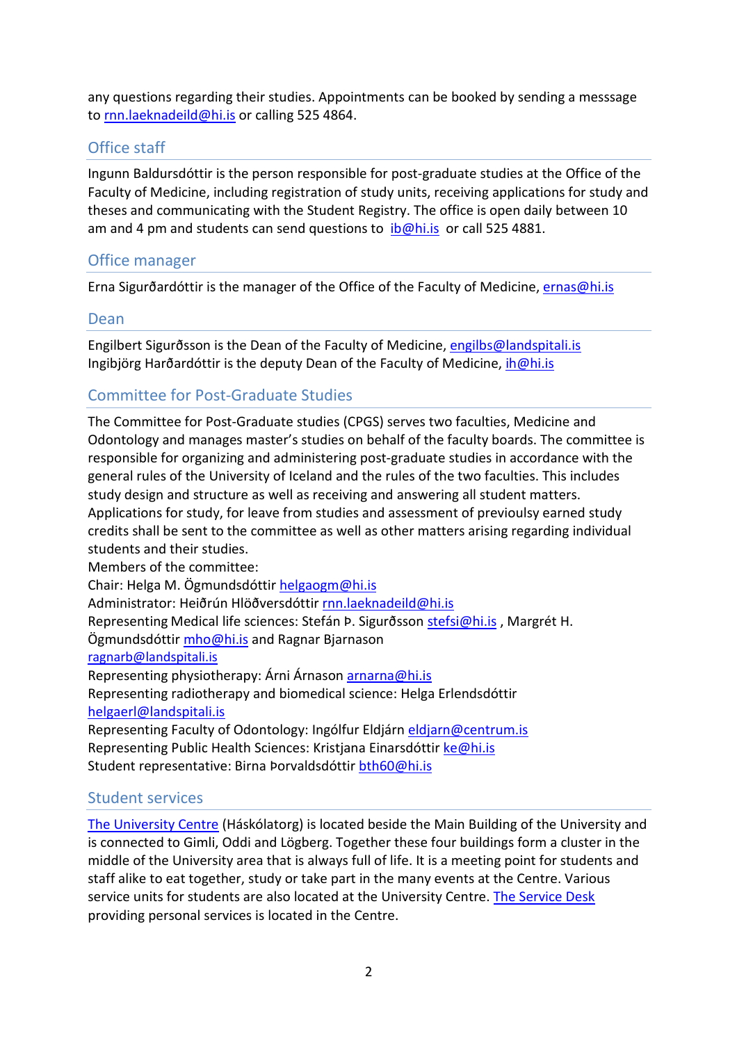any questions regarding their studies. Appointments can be booked by sending a messsage to rnn.laeknadeild@hi.is or calling 525 4864.

## Office staff

Ingunn Baldursdóttir is the person responsible for post-graduate studies at the Office of the Faculty of Medicine, including registration of study units, receiving applications for study and theses and communicating with the Student Registry. The office is open daily between 10 am and 4 pm and students can send questions to ib@hi.is or call 525 4881.

## Office manager

Erna Sigurðardóttir is the manager of the Office of the Faculty of Medicine, ernas@hi.is

## Dean

Engilbert Sigurðsson is the Dean of the Faculty of Medicine, engilbs@landspitali.is
Ingibjörg Harðardóttir is the deputy Dean of the Faculty of Medicine, ih@hi.is

## Committee for Post-Graduate Studies

The Committee for Post-Graduate studies (CPGS) serves two faculties, Medicine and Odontology and manages master's studies on behalf of the faculty boards. The committee is responsible for organizing and administering post-graduate studies in accordance with the general rules of the University of Iceland and the rules of the two faculties. This includes study design and structure as well as receiving and answering all student matters. Applications for study, for leave from studies and assessment of previoulsy earned study credits shall be sent to the committee as well as other matters arising regarding individual students and their studies.
Members of the committee:
Chair: Helga M. Ögmundsdóttir helgaogm@hi.is
Administrator: Heiðrún Hlöðversdóttir rnn.laeknadeild@hi.is
Representing Medical life sciences: Stefán Þ. Sigurðsson stefsi@hi.is , Margrét H. Ögmundsdóttir mho@hi.is and Ragnar Bjarnason ragnarb@landspitali.is
Representing physiotherapy: Árni Árnason arnarna@hi.is
Representing radiotherapy and biomedical science: Helga Erlendsdóttir helgaerl@landspitali.is
Representing Faculty of Odontology: Ingólfur Eldjárn eldjarn@centrum.is
Representing Public Health Sciences: Kristjana Einarsdóttir ke@hi.is
Student representative: Birna Þorvaldsdóttir bth60@hi.is

## Student services

The University Centre (Háskólatorg) is located beside the Main Building of the University and is connected to Gimli, Oddi and Lögberg. Together these four buildings form a cluster in the middle of the University area that is always full of life. It is a meeting point for students and staff alike to eat together, study or take part in the many events at the Centre. Various service units for students are also located at the University Centre. The Service Desk providing personal services is located in the Centre.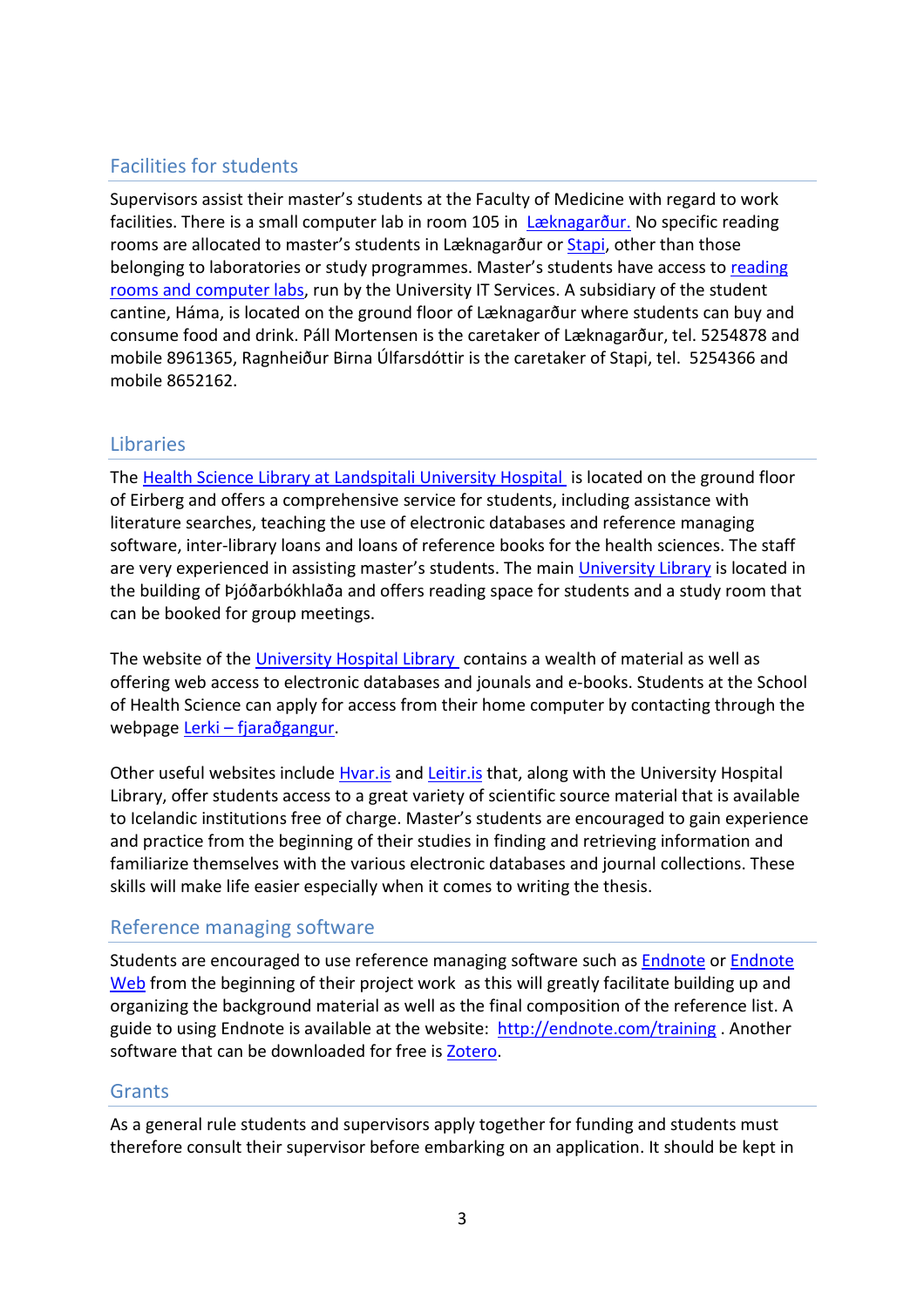## Facilities for students

Supervisors assist their master's students at the Faculty of Medicine with regard to work facilities. There is a small computer lab in room 105 in Læknagarður. No specific reading rooms are allocated to master's students in Læknagarður or Stapi, other than those belonging to laboratories or study programmes. Master's students have access to reading rooms and computer labs, run by the University IT Services. A subsidiary of the student cantine, Háma, is located on the ground floor of Læknagarður where students can buy and consume food and drink. Páll Mortensen is the caretaker of Læknagarður, tel. 5254878 and mobile 8961365, Ragnheiður Birna Úlfarsdóttir is the caretaker of Stapi, tel. 5254366 and mobile 8652162.

## Libraries

The Health Science Library at Landspitali University Hospital is located on the ground floor of Eirberg and offers a comprehensive service for students, including assistance with literature searches, teaching the use of electronic databases and reference managing software, inter-library loans and loans of reference books for the health sciences. The staff are very experienced in assisting master's students. The main University Library is located in the building of Þjóðarbókhlaða and offers reading space for students and a study room that can be booked for group meetings.

The website of the University Hospital Library contains a wealth of material as well as offering web access to electronic databases and jounals and e-books. Students at the School of Health Science can apply for access from their home computer by contacting through the webpage Lerki – fjaraðgangur.

Other useful websites include Hvar.is and Leitir.is that, along with the University Hospital Library, offer students access to a great variety of scientific source material that is available to Icelandic institutions free of charge. Master's students are encouraged to gain experience and practice from the beginning of their studies in finding and retrieving information and familiarize themselves with the various electronic databases and journal collections. These skills will make life easier especially when it comes to writing the thesis.

## Reference managing software

Students are encouraged to use reference managing software such as Endnote or Endnote Web from the beginning of their project work as this will greatly facilitate building up and organizing the background material as well as the final composition of the reference list. A guide to using Endnote is available at the website: http://endnote.com/training . Another software that can be downloaded for free is Zotero.

## Grants

As a general rule students and supervisors apply together for funding and students must therefore consult their supervisor before embarking on an application. It should be kept in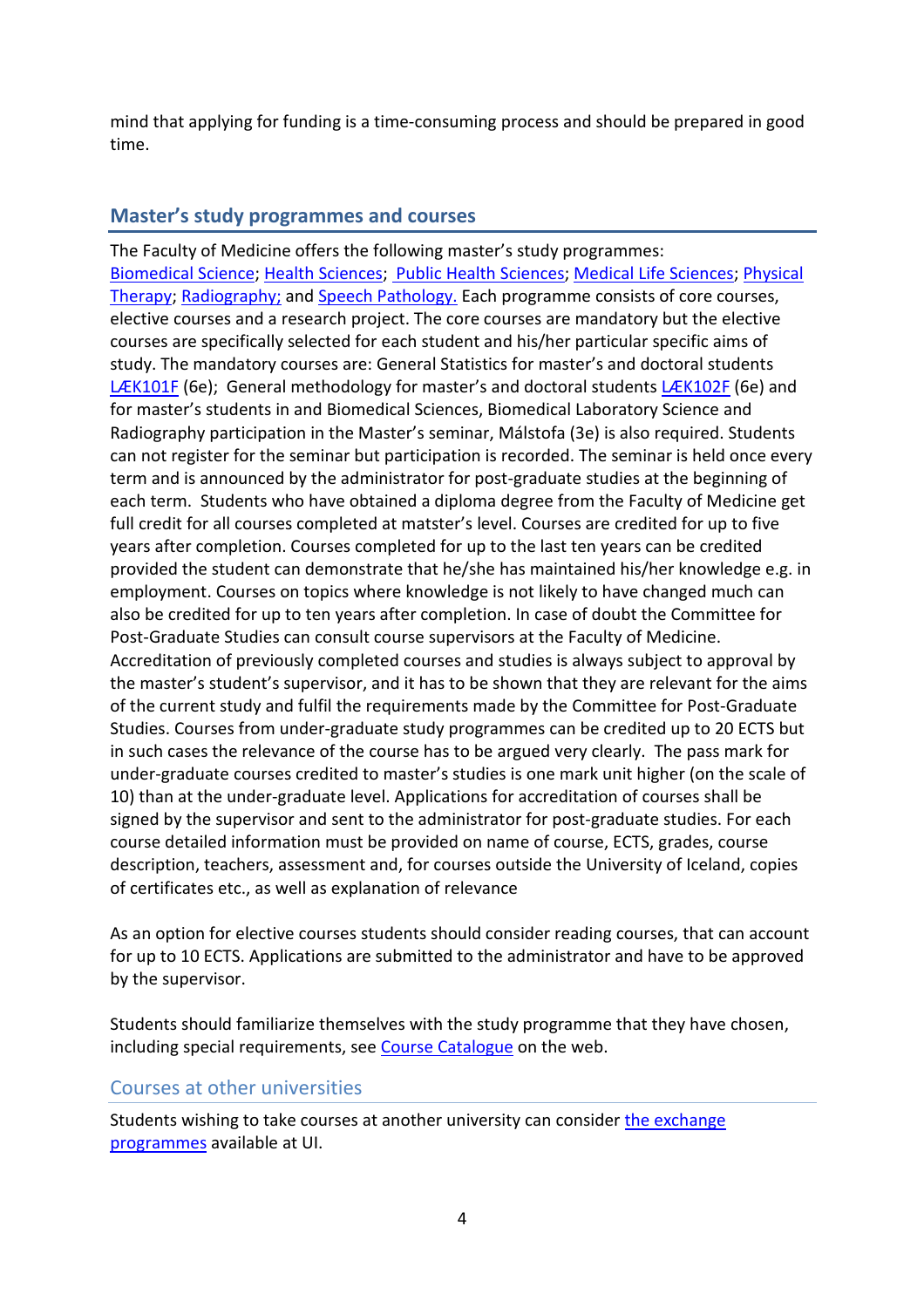mind that applying for funding is a time-consuming process and should be prepared in good time.

## Master's study programmes and courses

The Faculty of Medicine offers the following master's study programmes: Biomedical Science; Health Sciences; Public Health Sciences; Medical Life Sciences; Physical Therapy; Radiography; and Speech Pathology. Each programme consists of core courses, elective courses and a research project. The core courses are mandatory but the elective courses are specifically selected for each student and his/her particular specific aims of study. The mandatory courses are: General Statistics for master's and doctoral students LÆK101F (6e); General methodology for master's and doctoral students LÆK102F (6e) and for master's students in and Biomedical Sciences, Biomedical Laboratory Science and Radiography participation in the Master's seminar, Málstofa (3e) is also required. Students can not register for the seminar but participation is recorded. The seminar is held once every term and is announced by the administrator for post-graduate studies at the beginning of each term. Students who have obtained a diploma degree from the Faculty of Medicine get full credit for all courses completed at matster's level. Courses are credited for up to five years after completion. Courses completed for up to the last ten years can be credited provided the student can demonstrate that he/she has maintained his/her knowledge e.g. in employment. Courses on topics where knowledge is not likely to have changed much can also be credited for up to ten years after completion. In case of doubt the Committee for Post-Graduate Studies can consult course supervisors at the Faculty of Medicine. Accreditation of previously completed courses and studies is always subject to approval by the master's student's supervisor, and it has to be shown that they are relevant for the aims of the current study and fulfil the requirements made by the Committee for Post-Graduate Studies. Courses from under-graduate study programmes can be credited up to 20 ECTS but in such cases the relevance of the course has to be argued very clearly. The pass mark for under-graduate courses credited to master's studies is one mark unit higher (on the scale of 10) than at the under-graduate level. Applications for accreditation of courses shall be signed by the supervisor and sent to the administrator for post-graduate studies. For each course detailed information must be provided on name of course, ECTS, grades, course description, teachers, assessment and, for courses outside the University of Iceland, copies of certificates etc., as well as explanation of relevance

As an option for elective courses students should consider reading courses, that can account for up to 10 ECTS. Applications are submitted to the administrator and have to be approved by the supervisor.

Students should familiarize themselves with the study programme that they have chosen, including special requirements, see Course Catalogue on the web.

### Courses at other universities

Students wishing to take courses at another university can consider the exchange programmes available at UI.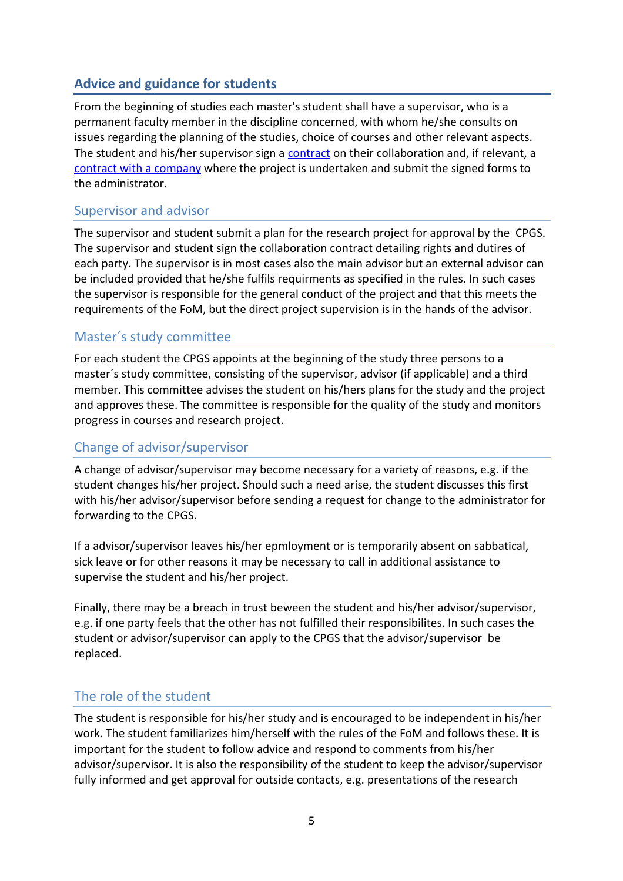## Advice and guidance for students

From the beginning of studies each master's student shall have a supervisor, who is a permanent faculty member in the discipline concerned, with whom he/she consults on issues regarding the planning of the studies, choice of courses and other relevant aspects. The student and his/her supervisor sign a contract on their collaboration and, if relevant, a contract with a company where the project is undertaken and submit the signed forms to the administrator.

### Supervisor and advisor

The supervisor and student submit a plan for the research project for approval by the CPGS. The supervisor and student sign the collaboration contract detailing rights and dutires of each party. The supervisor is in most cases also the main advisor but an external advisor can be included provided that he/she fulfils requirments as specified in the rules. In such cases the supervisor is responsible for the general conduct of the project and that this meets the requirements of the FoM, but the direct project supervision is in the hands of the advisor.

### Master´s study committee

For each student the CPGS appoints at the beginning of the study three persons to a master´s study committee, consisting of the supervisor, advisor (if applicable) and a third member. This committee advises the student on his/hers plans for the study and the project and approves these. The committee is responsible for the quality of the study and monitors progress in courses and research project.

### Change of advisor/supervisor

A change of advisor/supervisor may become necessary for a variety of reasons, e.g. if the student changes his/her project. Should such a need arise, the student discusses this first with his/her advisor/supervisor before sending a request for change to the administrator for forwarding to the CPGS.

If a advisor/supervisor leaves his/her epmloyment or is temporarily absent on sabbatical, sick leave or for other reasons it may be necessary to call in additional assistance to supervise the student and his/her project.

Finally, there may be a breach in trust beween the student and his/her advisor/supervisor, e.g. if one party feels that the other has not fulfilled their responsibilites. In such cases the student or advisor/supervisor can apply to the CPGS that the advisor/supervisor be replaced.

### The role of the student

The student is responsible for his/her study and is encouraged to be independent in his/her work. The student familiarizes him/herself with the rules of the FoM and follows these. It is important for the student to follow advice and respond to comments from his/her advisor/supervisor. It is also the responsibility of the student to keep the advisor/supervisor fully informed and get approval for outside contacts, e.g. presentations of the research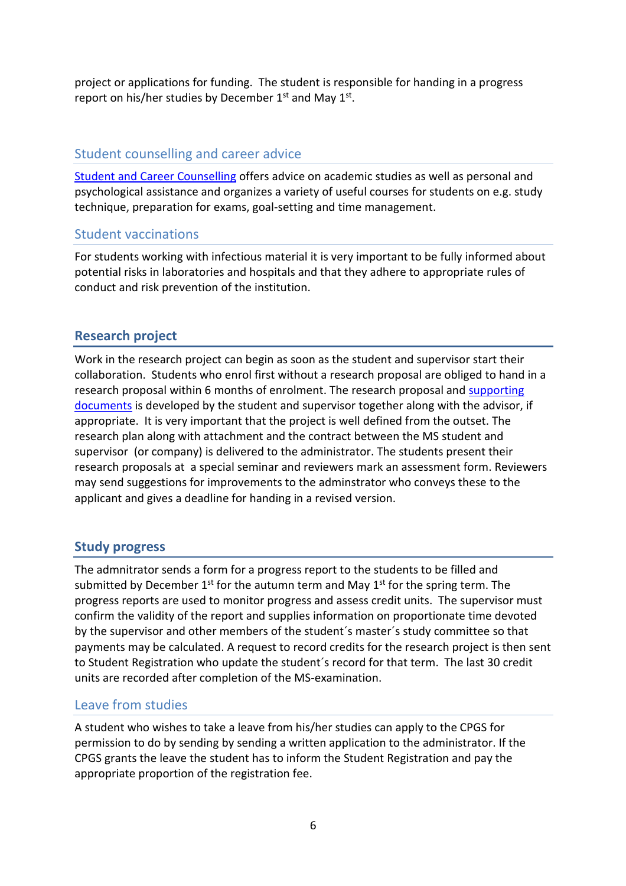project or applications for funding. The student is responsible for handing in a progress report on his/her studies by December 1st and May 1st.

### Student counselling and career advice

[Student and Career Counselling]() offers advice on academic studies as well as personal and psychological assistance and organizes a variety of useful courses for students on e.g. study technique, preparation for exams, goal-setting and time management.

### Student vaccinations

For students working with infectious material it is very important to be fully informed about potential risks in laboratories and hospitals and that they adhere to appropriate rules of conduct and risk prevention of the institution.

## Research project

Work in the research project can begin as soon as the student and supervisor start their collaboration. Students who enrol first without a research proposal are obliged to hand in a research proposal within 6 months of enrolment. The research proposal and [supporting documents]() is developed by the student and supervisor together along with the advisor, if appropriate. It is very important that the project is well defined from the outset. The research plan along with attachment and the contract between the MS student and supervisor (or company) is delivered to the administrator. The students present their research proposals at a special seminar and reviewers mark an assessment form. Reviewers may send suggestions for improvements to the adminstrator who conveys these to the applicant and gives a deadline for handing in a revised version.

## Study progress

The admnitrator sends a form for a progress report to the students to be filled and submitted by December 1st for the autumn term and May 1st for the spring term. The progress reports are used to monitor progress and assess credit units. The supervisor must confirm the validity of the report and supplies information on proportionate time devoted by the supervisor and other members of the student´s master´s study committee so that payments may be calculated. A request to record credits for the research project is then sent to Student Registration who update the student´s record for that term. The last 30 credit units are recorded after completion of the MS-examination.

### Leave from studies

A student who wishes to take a leave from his/her studies can apply to the CPGS for permission to do by sending by sending a written application to the administrator. If the CPGS grants the leave the student has to inform the Student Registration and pay the appropriate proportion of the registration fee.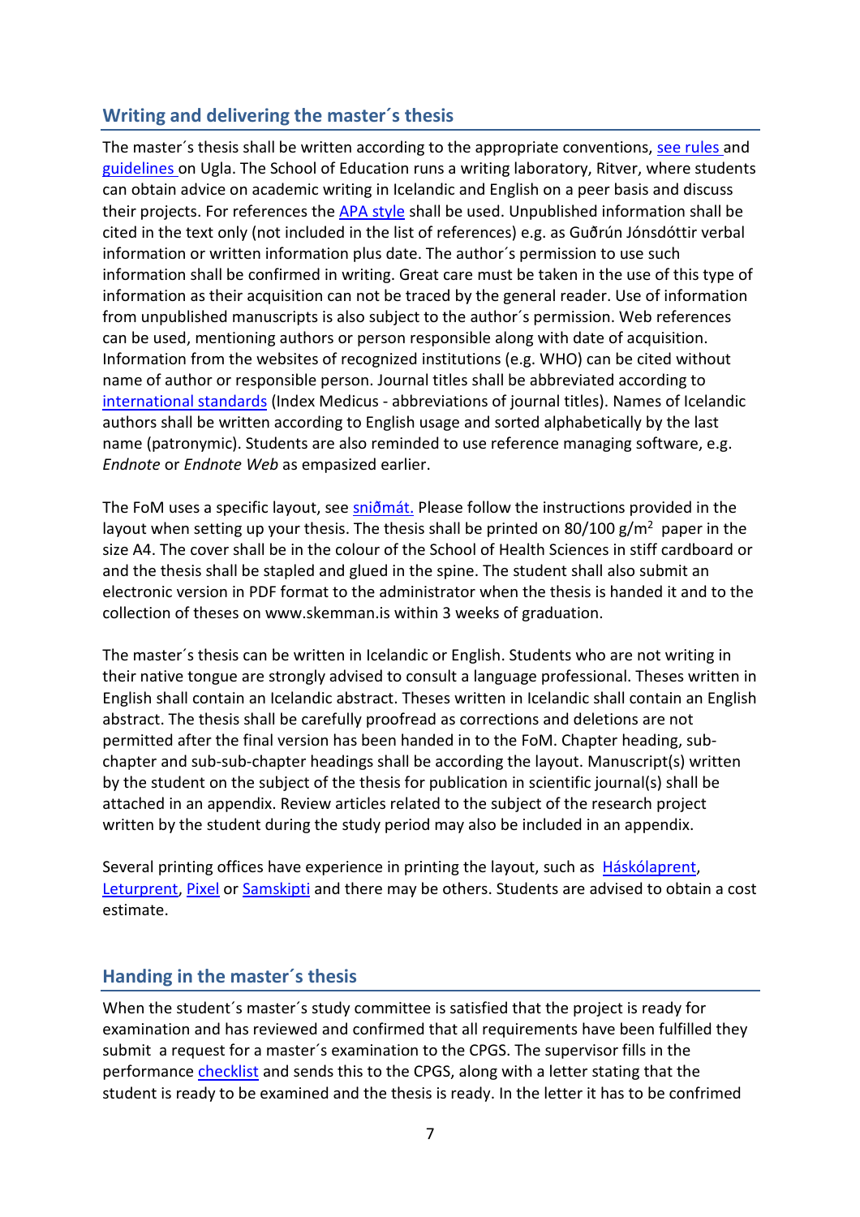## Writing and delivering the master´s thesis

The master´s thesis shall be written according to the appropriate conventions, see rules and guidelines on Ugla. The School of Education runs a writing laboratory, Ritver, where students can obtain advice on academic writing in Icelandic and English on a peer basis and discuss their projects. For references the APA style shall be used. Unpublished information shall be cited in the text only (not included in the list of references) e.g. as Guðrún Jónsdóttir verbal information or written information plus date. The author´s permission to use such information shall be confirmed in writing. Great care must be taken in the use of this type of information as their acquisition can not be traced by the general reader. Use of information from unpublished manuscripts is also subject to the author´s permission. Web references can be used, mentioning authors or person responsible along with date of acquisition. Information from the websites of recognized institutions (e.g. WHO) can be cited without name of author or responsible person. Journal titles shall be abbreviated according to international standards (Index Medicus - abbreviations of journal titles). Names of Icelandic authors shall be written according to English usage and sorted alphabetically by the last name (patronymic). Students are also reminded to use reference managing software, e.g. *Endnote* or *Endnote Web* as empasized earlier.

The FoM uses a specific layout, see sniðmát. Please follow the instructions provided in the layout when setting up your thesis. The thesis shall be printed on 80/100 g/m$^2$ paper in the size A4. The cover shall be in the colour of the School of Health Sciences in stiff cardboard or and the thesis shall be stapled and glued in the spine. The student shall also submit an electronic version in PDF format to the administrator when the thesis is handed it and to the collection of theses on www.skemman.is within 3 weeks of graduation.

The master´s thesis can be written in Icelandic or English. Students who are not writing in their native tongue are strongly advised to consult a language professional. Theses written in English shall contain an Icelandic abstract. Theses written in Icelandic shall contain an English abstract. The thesis shall be carefully proofread as corrections and deletions are not permitted after the final version has been handed in to the FoM. Chapter heading, sub-chapter and sub-sub-chapter headings shall be according the layout. Manuscript(s) written by the student on the subject of the thesis for publication in scientific journal(s) shall be attached in an appendix. Review articles related to the subject of the research project written by the student during the study period may also be included in an appendix.

Several printing offices have experience in printing the layout, such as Háskólaprent, Leturprent, Pixel or Samskipti and there may be others. Students are advised to obtain a cost estimate.

## Handing in the master´s thesis

When the student´s master´s study committee is satisfied that the project is ready for examination and has reviewed and confirmed that all requirements have been fulfilled they submit a request for a master´s examination to the CPGS. The supervisor fills in the performance checklist and sends this to the CPGS, along with a letter stating that the student is ready to be examined and the thesis is ready. In the letter it has to be confrimed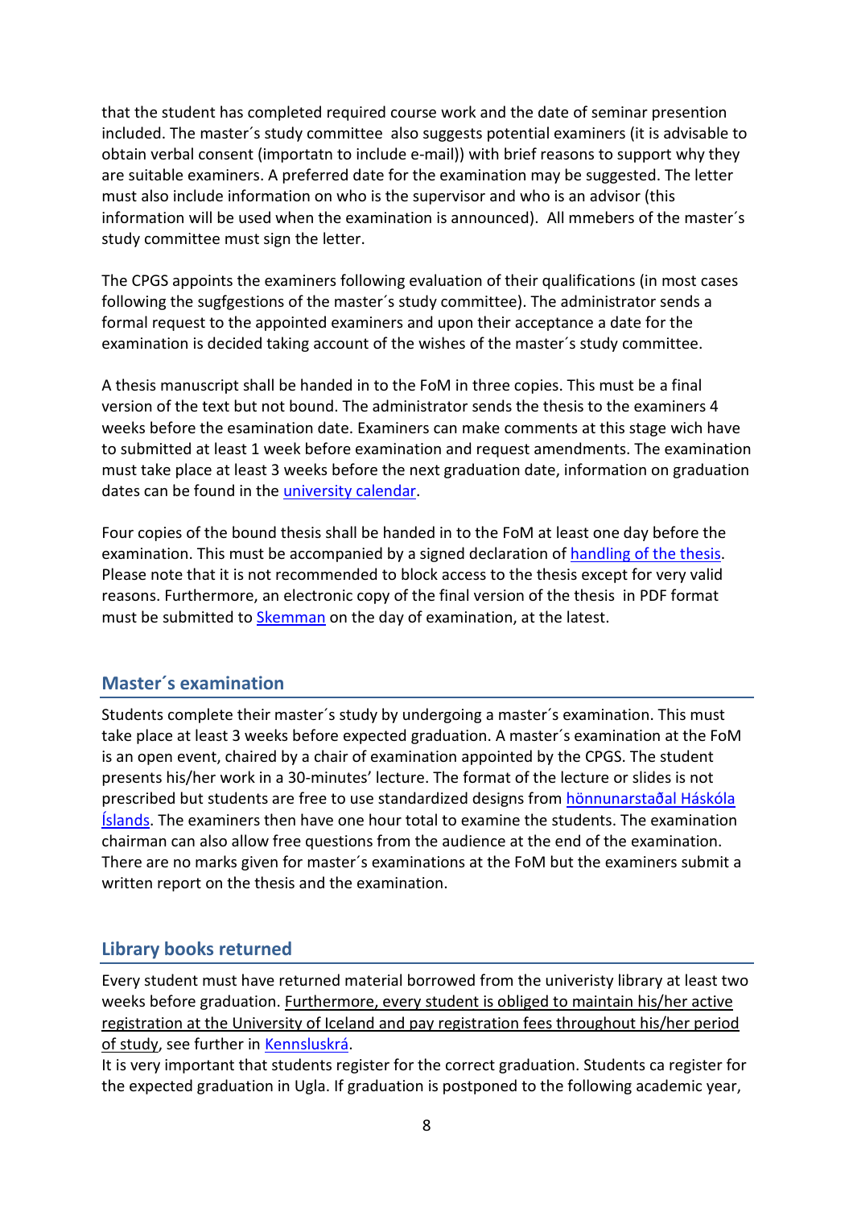that the student has completed required course work and the date of seminar presention included. The master´s study committee  also suggests potential examiners (it is advisable to obtain verbal consent (importatn to include e-mail)) with brief reasons to support why they are suitable examiners. A preferred date for the examination may be suggested. The letter must also include information on who is the supervisor and who is an advisor (this information will be used when the examination is announced).  All mmebers of the master´s study committee must sign the letter.

The CPGS appoints the examiners following evaluation of their qualifications (in most cases following the sugfgestions of the master´s study committee). The administrator sends a formal request to the appointed examiners and upon their acceptance a date for the examination is decided taking account of the wishes of the master´s study committee.

A thesis manuscript shall be handed in to the FoM in three copies. This must be a final version of the text but not bound. The administrator sends the thesis to the examiners 4 weeks before the esamination date. Examiners can make comments at this stage wich have to submitted at least 1 week before examination and request amendments. The examination must take place at least 3 weeks before the next graduation date, information on graduation dates can be found in the university calendar.

Four copies of the bound thesis shall be handed in to the FoM at least one day before the examination. This must be accompanied by a signed declaration of handling of the thesis. Please note that it is not recommended to block access to the thesis except for very valid reasons. Furthermore, an electronic copy of the final version of the thesis  in PDF format must be submitted to Skemman on the day of examination, at the latest.

## Master´s examination

Students complete their master´s study by undergoing a master´s examination. This must take place at least 3 weeks before expected graduation. A master´s examination at the FoM is an open event, chaired by a chair of examination appointed by the CPGS. The student presents his/her work in a 30-minutes' lecture. The format of the lecture or slides is not prescribed but students are free to use standardized designs from hönnunarstaðal Háskóla Íslands. The examiners then have one hour total to examine the students. The examination chairman can also allow free questions from the audience at the end of the examination. There are no marks given for master´s examinations at the FoM but the examiners submit a written report on the thesis and the examination.

## Library books returned

Every student must have returned material borrowed from the univeristy library at least two weeks before graduation. Furthermore, every student is obliged to maintain his/her active registration at the University of Iceland and pay registration fees throughout his/her period of study, see further in Kennsluskrá.

It is very important that students register for the correct graduation. Students ca register for the expected graduation in Ugla. If graduation is postponed to the following academic year,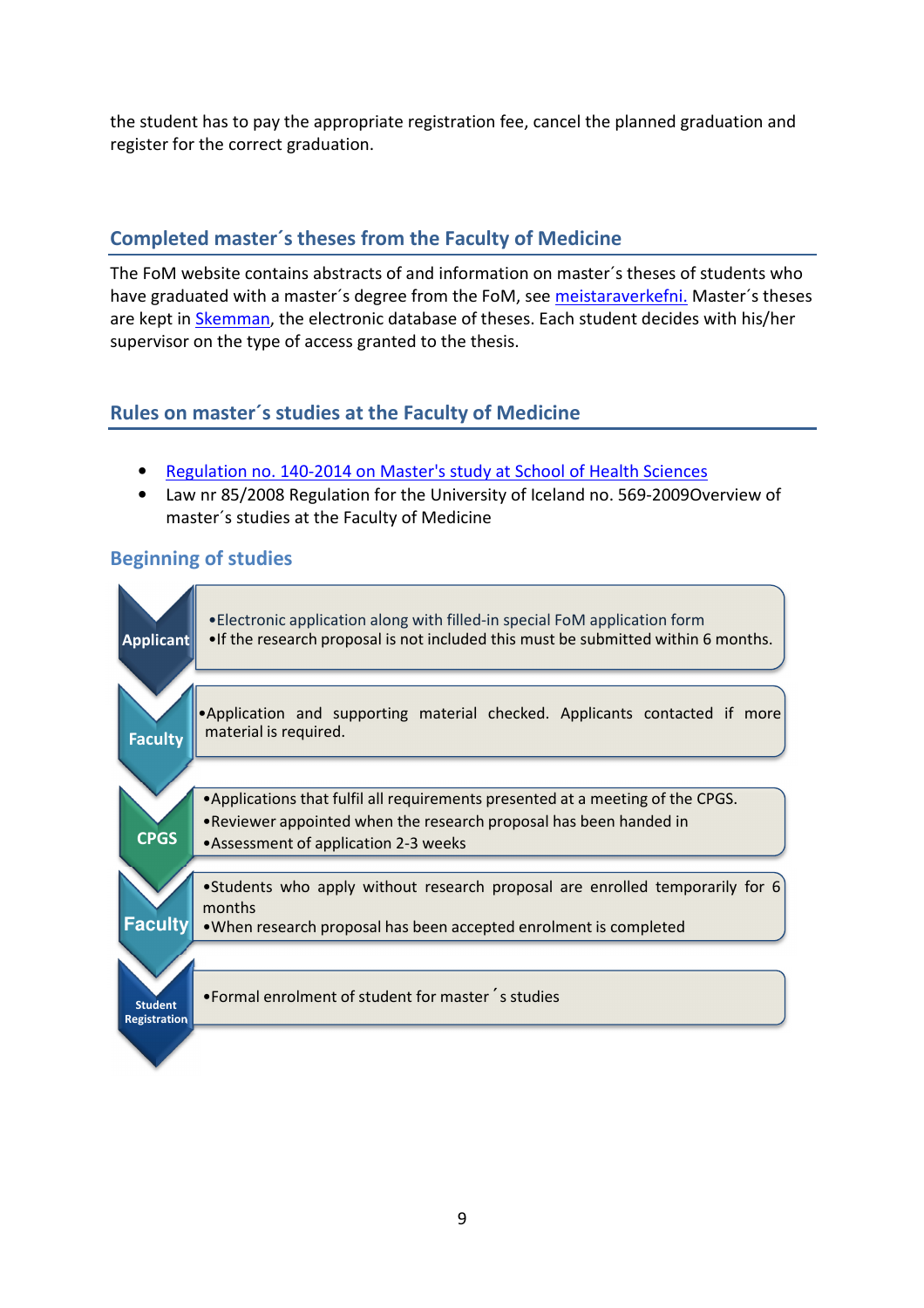the student has to pay the appropriate registration fee, cancel the planned graduation and register for the correct graduation.

## Completed master´s theses from the Faculty of Medicine

The FoM website contains abstracts of and information on master´s theses of students who have graduated with a master´s degree from the FoM, see meistaraverkefni. Master´s theses are kept in Skemman, the electronic database of theses. Each student decides with his/her supervisor on the type of access granted to the thesis.

## Rules on master´s studies at the Faculty of Medicine

- Regulation no. 140-2014 on Master's study at School of Health Sciences
- Law nr 85/2008 Regulation for the University of Iceland no. 569-2009Overview of master´s studies at the Faculty of Medicine

### Beginning of studies

**Applicant**
- Electronic application along with filled-in special FoM application form
- If the research proposal is not included this must be submitted within 6 months.

**Faculty**
- Application and supporting material checked. Applicants contacted if more material is required.

**CPGS**
- Applications that fulfil all requirements presented at a meeting of the CPGS.
- Reviewer appointed when the research proposal has been handed in
- Assessment of application 2-3 weeks

**Faculty**
- Students who apply without research proposal are enrolled temporarily for 6 months
- When research proposal has been accepted enrolment is completed

**Student Registration**
- Formal enrolment of student for master´s studies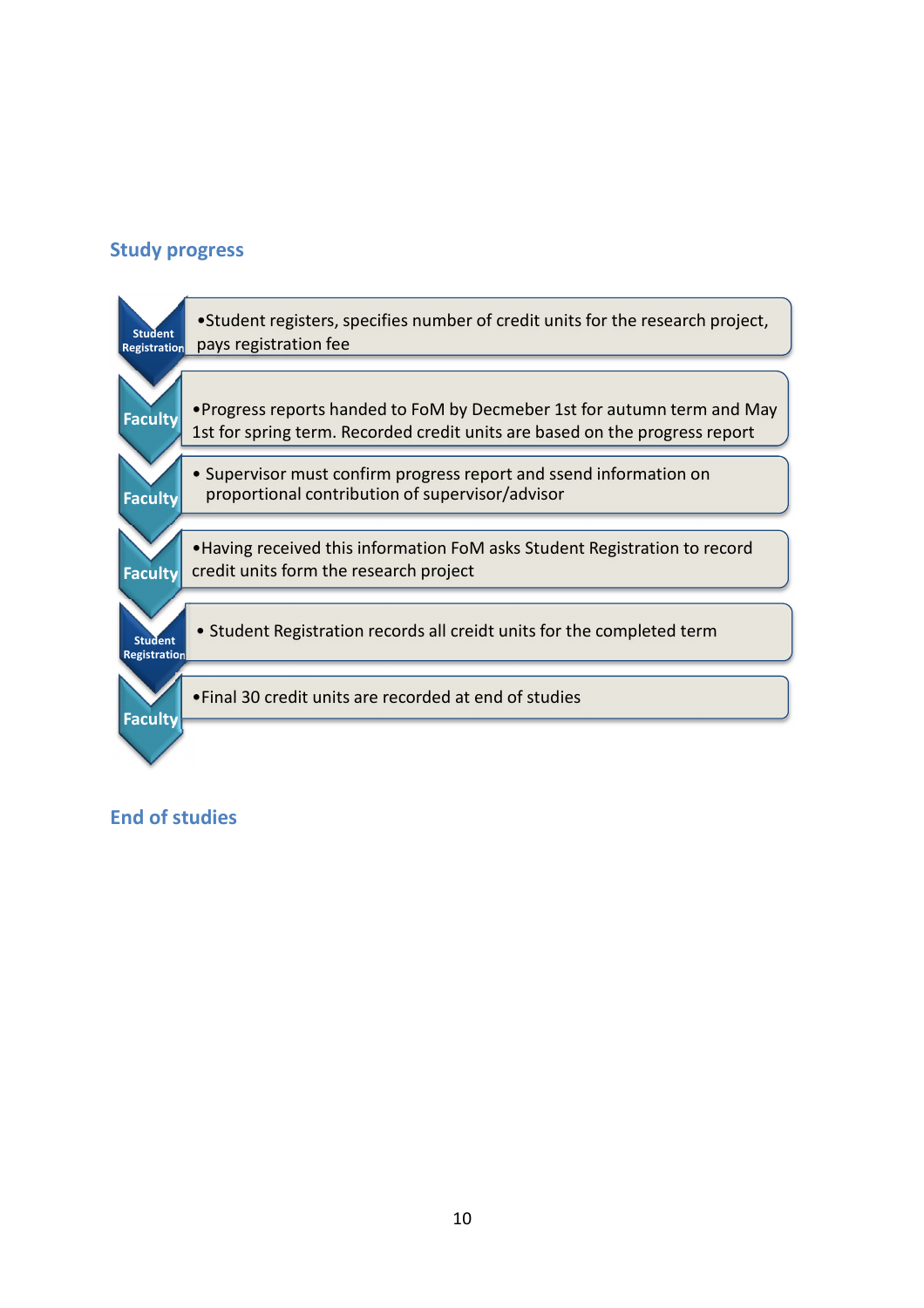## Study progress

| Step | Description |
|---|---|
| Student Registration | •Student registers, specifies number of credit units for the research project, pays registration fee |
| Faculty | •Progress reports handed to FoM by Decmeber 1st for autumn term and May 1st for spring term. Recorded credit units are based on the progress report |
| Faculty | • Supervisor must confirm progress report and ssend information on proportional contribution of supervisor/advisor |
| Faculty | •Having received this information FoM asks Student Registration to record credit units form the research project |
| Student Registration | • Student Registration records all creidt units for the completed term |
| Faculty | •Final 30 credit units are recorded at end of studies |

## End of studies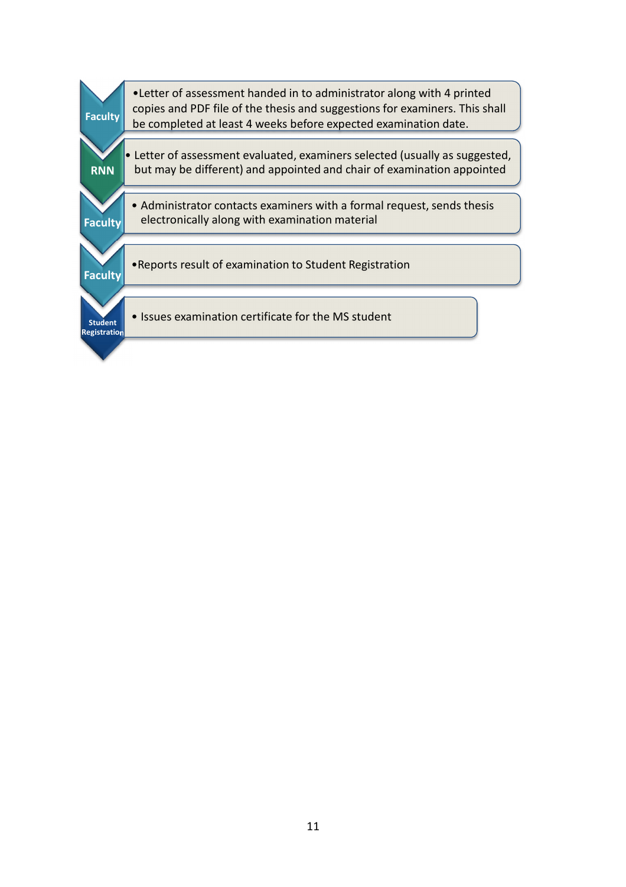**Faculty**

- Letter of assessment handed in to administrator along with 4 printed copies and PDF file of the thesis and suggestions for examiners. This shall be completed at least 4 weeks before expected examination date.

**RNN**

- Letter of assessment evaluated, examiners selected (usually as suggested, but may be different) and appointed and chair of examination appointed

**Faculty**

- Administrator contacts examiners with a formal request, sends thesis electronically along with examination material

**Faculty**

- Reports result of examination to Student Registration

**Student Registration**

- Issues examination certificate for the MS student